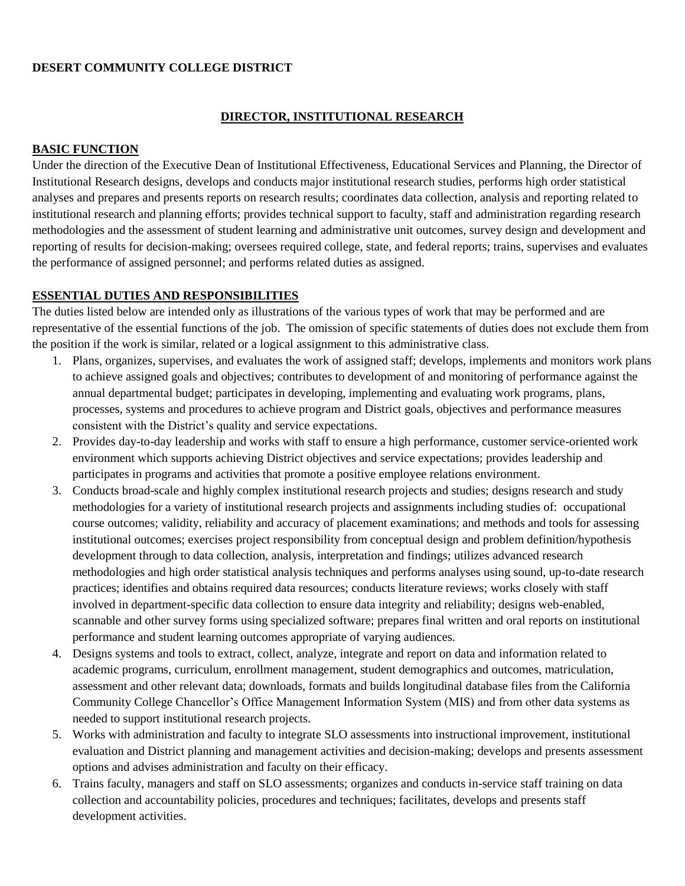**DESERT COMMUNITY COLLEGE DISTRICT**

# DIRECTOR, INSTITUTIONAL RESEARCH

## BASIC FUNCTION

Under the direction of the Executive Dean of Institutional Effectiveness, Educational Services and Planning, the Director of Institutional Research designs, develops and conducts major institutional research studies, performs high order statistical analyses and prepares and presents reports on research results; coordinates data collection, analysis and reporting related to institutional research and planning efforts; provides technical support to faculty, staff and administration regarding research methodologies and the assessment of student learning and administrative unit outcomes, survey design and development and reporting of results for decision-making; oversees required college, state, and federal reports; trains, supervises and evaluates the performance of assigned personnel; and performs related duties as assigned.

## ESSENTIAL DUTIES AND RESPONSIBILITIES

The duties listed below are intended only as illustrations of the various types of work that may be performed and are representative of the essential functions of the job. The omission of specific statements of duties does not exclude them from the position if the work is similar, related or a logical assignment to this administrative class.

1. Plans, organizes, supervises, and evaluates the work of assigned staff; develops, implements and monitors work plans to achieve assigned goals and objectives; contributes to development of and monitoring of performance against the annual departmental budget; participates in developing, implementing and evaluating work programs, plans, processes, systems and procedures to achieve program and District goals, objectives and performance measures consistent with the District's quality and service expectations.
2. Provides day-to-day leadership and works with staff to ensure a high performance, customer service-oriented work environment which supports achieving District objectives and service expectations; provides leadership and participates in programs and activities that promote a positive employee relations environment.
3. Conducts broad-scale and highly complex institutional research projects and studies; designs research and study methodologies for a variety of institutional research projects and assignments including studies of: occupational course outcomes; validity, reliability and accuracy of placement examinations; and methods and tools for assessing institutional outcomes; exercises project responsibility from conceptual design and problem definition/hypothesis development through to data collection, analysis, interpretation and findings; utilizes advanced research methodologies and high order statistical analysis techniques and performs analyses using sound, up-to-date research practices; identifies and obtains required data resources; conducts literature reviews; works closely with staff involved in department-specific data collection to ensure data integrity and reliability; designs web-enabled, scannable and other survey forms using specialized software; prepares final written and oral reports on institutional performance and student learning outcomes appropriate of varying audiences.
4. Designs systems and tools to extract, collect, analyze, integrate and report on data and information related to academic programs, curriculum, enrollment management, student demographics and outcomes, matriculation, assessment and other relevant data; downloads, formats and builds longitudinal database files from the California Community College Chancellor's Office Management Information System (MIS) and from other data systems as needed to support institutional research projects.
5. Works with administration and faculty to integrate SLO assessments into instructional improvement, institutional evaluation and District planning and management activities and decision-making; develops and presents assessment options and advises administration and faculty on their efficacy.
6. Trains faculty, managers and staff on SLO assessments; organizes and conducts in-service staff training on data collection and accountability policies, procedures and techniques; facilitates, develops and presents staff development activities.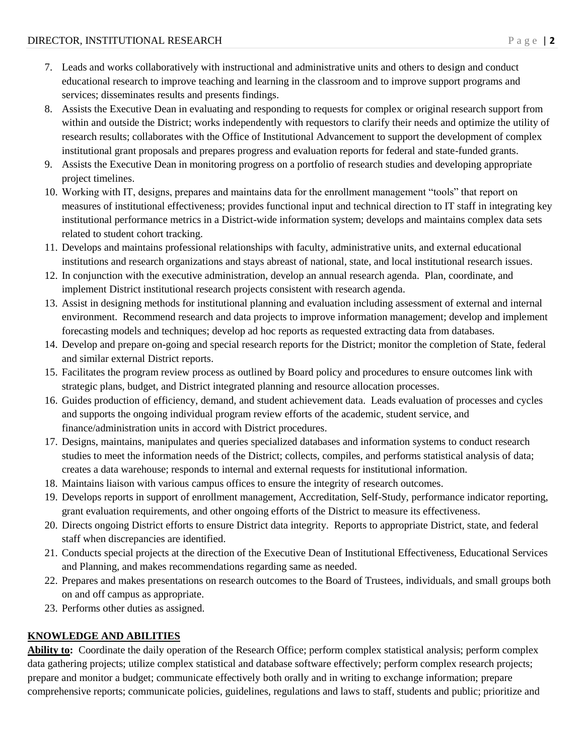7. Leads and works collaboratively with instructional and administrative units and others to design and conduct educational research to improve teaching and learning in the classroom and to improve support programs and services; disseminates results and presents findings.
8. Assists the Executive Dean in evaluating and responding to requests for complex or original research support from within and outside the District; works independently with requestors to clarify their needs and optimize the utility of research results; collaborates with the Office of Institutional Advancement to support the development of complex institutional grant proposals and prepares progress and evaluation reports for federal and state-funded grants.
9. Assists the Executive Dean in monitoring progress on a portfolio of research studies and developing appropriate project timelines.
10. Working with IT, designs, prepares and maintains data for the enrollment management "tools" that report on measures of institutional effectiveness; provides functional input and technical direction to IT staff in integrating key institutional performance metrics in a District-wide information system; develops and maintains complex data sets related to student cohort tracking.
11. Develops and maintains professional relationships with faculty, administrative units, and external educational institutions and research organizations and stays abreast of national, state, and local institutional research issues.
12. In conjunction with the executive administration, develop an annual research agenda. Plan, coordinate, and implement District institutional research projects consistent with research agenda.
13. Assist in designing methods for institutional planning and evaluation including assessment of external and internal environment. Recommend research and data projects to improve information management; develop and implement forecasting models and techniques; develop ad hoc reports as requested extracting data from databases.
14. Develop and prepare on-going and special research reports for the District; monitor the completion of State, federal and similar external District reports.
15. Facilitates the program review process as outlined by Board policy and procedures to ensure outcomes link with strategic plans, budget, and District integrated planning and resource allocation processes.
16. Guides production of efficiency, demand, and student achievement data. Leads evaluation of processes and cycles and supports the ongoing individual program review efforts of the academic, student service, and finance/administration units in accord with District procedures.
17. Designs, maintains, manipulates and queries specialized databases and information systems to conduct research studies to meet the information needs of the District; collects, compiles, and performs statistical analysis of data; creates a data warehouse; responds to internal and external requests for institutional information.
18. Maintains liaison with various campus offices to ensure the integrity of research outcomes.
19. Develops reports in support of enrollment management, Accreditation, Self-Study, performance indicator reporting, grant evaluation requirements, and other ongoing efforts of the District to measure its effectiveness.
20. Directs ongoing District efforts to ensure District data integrity. Reports to appropriate District, state, and federal staff when discrepancies are identified.
21. Conducts special projects at the direction of the Executive Dean of Institutional Effectiveness, Educational Services and Planning, and makes recommendations regarding same as needed.
22. Prepares and makes presentations on research outcomes to the Board of Trustees, individuals, and small groups both on and off campus as appropriate.
23. Performs other duties as assigned.

## KNOWLEDGE AND ABILITIES

**Ability to:** Coordinate the daily operation of the Research Office; perform complex statistical analysis; perform complex data gathering projects; utilize complex statistical and database software effectively; perform complex research projects; prepare and monitor a budget; communicate effectively both orally and in writing to exchange information; prepare comprehensive reports; communicate policies, guidelines, regulations and laws to staff, students and public; prioritize and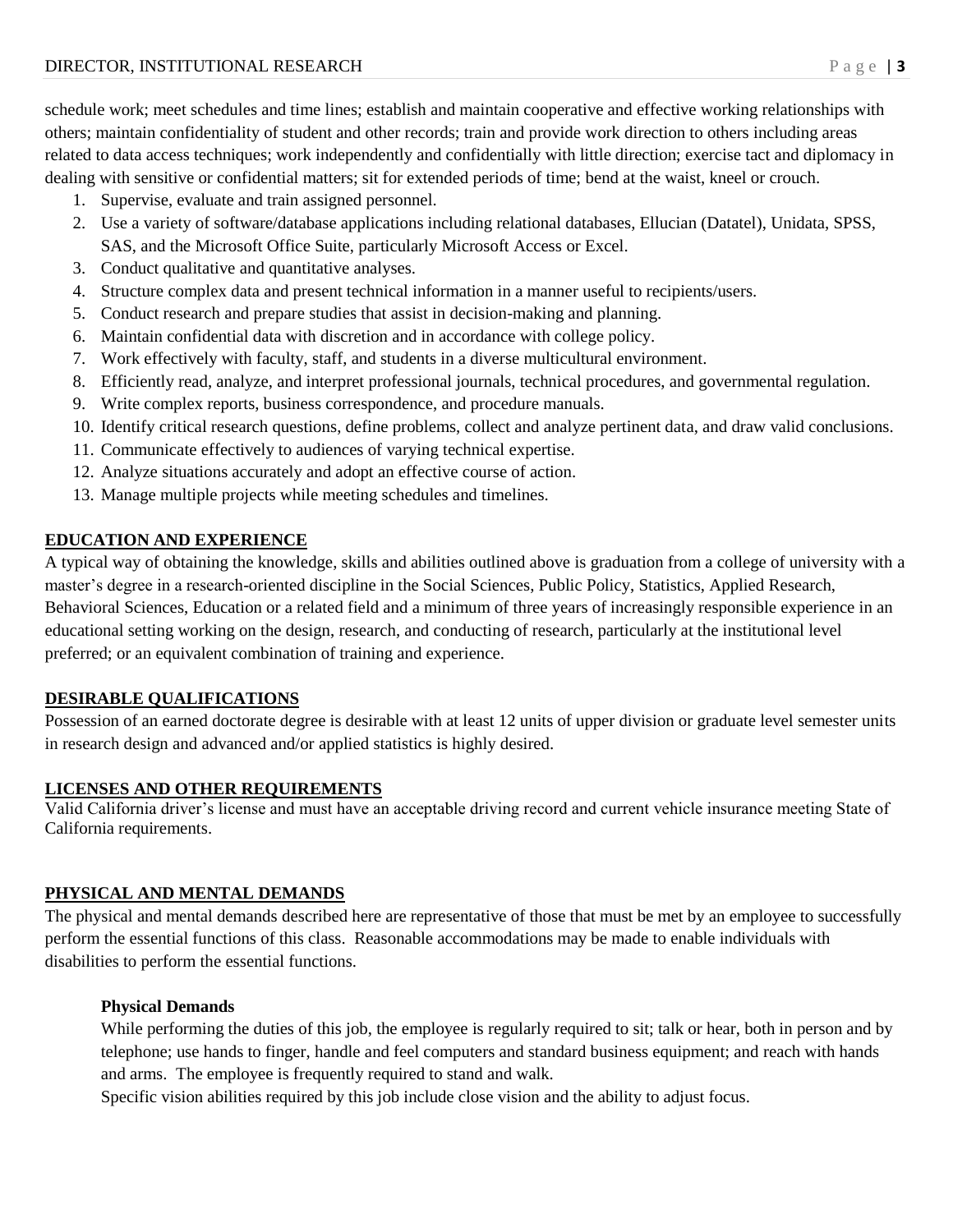schedule work; meet schedules and time lines; establish and maintain cooperative and effective working relationships with others; maintain confidentiality of student and other records; train and provide work direction to others including areas related to data access techniques; work independently and confidentially with little direction; exercise tact and diplomacy in dealing with sensitive or confidential matters; sit for extended periods of time; bend at the waist, kneel or crouch.

1. Supervise, evaluate and train assigned personnel.
2. Use a variety of software/database applications including relational databases, Ellucian (Datatel), Unidata, SPSS, SAS, and the Microsoft Office Suite, particularly Microsoft Access or Excel.
3. Conduct qualitative and quantitative analyses.
4. Structure complex data and present technical information in a manner useful to recipients/users.
5. Conduct research and prepare studies that assist in decision-making and planning.
6. Maintain confidential data with discretion and in accordance with college policy.
7. Work effectively with faculty, staff, and students in a diverse multicultural environment.
8. Efficiently read, analyze, and interpret professional journals, technical procedures, and governmental regulation.
9. Write complex reports, business correspondence, and procedure manuals.
10. Identify critical research questions, define problems, collect and analyze pertinent data, and draw valid conclusions.
11. Communicate effectively to audiences of varying technical expertise.
12. Analyze situations accurately and adopt an effective course of action.
13. Manage multiple projects while meeting schedules and timelines.

## EDUCATION AND EXPERIENCE

A typical way of obtaining the knowledge, skills and abilities outlined above is graduation from a college of university with a master's degree in a research-oriented discipline in the Social Sciences, Public Policy, Statistics, Applied Research, Behavioral Sciences, Education or a related field and a minimum of three years of increasingly responsible experience in an educational setting working on the design, research, and conducting of research, particularly at the institutional level preferred; or an equivalent combination of training and experience.

## DESIRABLE QUALIFICATIONS

Possession of an earned doctorate degree is desirable with at least 12 units of upper division or graduate level semester units in research design and advanced and/or applied statistics is highly desired.

## LICENSES AND OTHER REQUIREMENTS

Valid California driver's license and must have an acceptable driving record and current vehicle insurance meeting State of California requirements.

## PHYSICAL AND MENTAL DEMANDS

The physical and mental demands described here are representative of those that must be met by an employee to successfully perform the essential functions of this class. Reasonable accommodations may be made to enable individuals with disabilities to perform the essential functions.

### Physical Demands

While performing the duties of this job, the employee is regularly required to sit; talk or hear, both in person and by telephone; use hands to finger, handle and feel computers and standard business equipment; and reach with hands and arms. The employee is frequently required to stand and walk.

Specific vision abilities required by this job include close vision and the ability to adjust focus.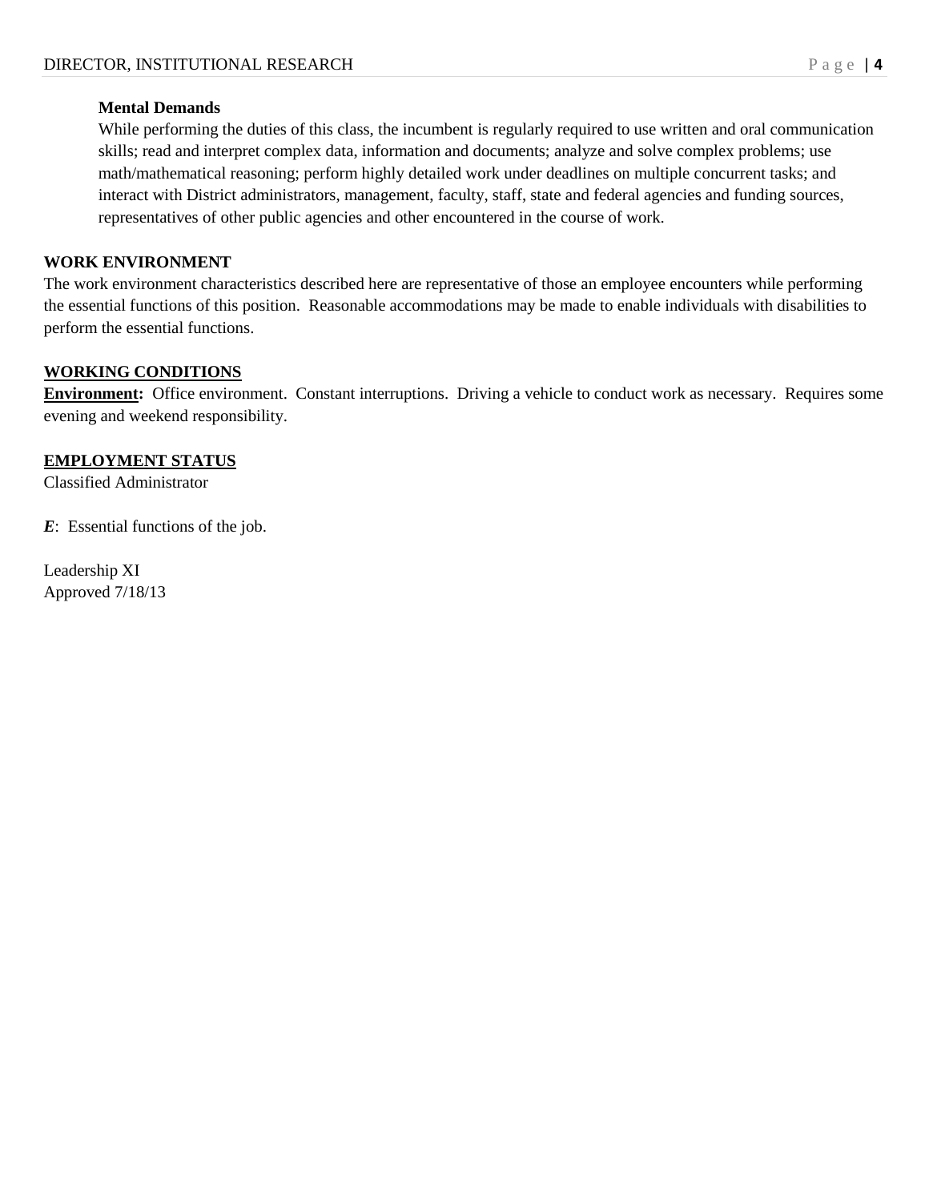**Mental Demands**

While performing the duties of this class, the incumbent is regularly required to use written and oral communication skills; read and interpret complex data, information and documents; analyze and solve complex problems; use math/mathematical reasoning; perform highly detailed work under deadlines on multiple concurrent tasks; and interact with District administrators, management, faculty, staff, state and federal agencies and funding sources, representatives of other public agencies and other encountered in the course of work.

**WORK ENVIRONMENT**

The work environment characteristics described here are representative of those an employee encounters while performing the essential functions of this position. Reasonable accommodations may be made to enable individuals with disabilities to perform the essential functions.

**WORKING CONDITIONS**

**Environment:** Office environment. Constant interruptions. Driving a vehicle to conduct work as necessary. Requires some evening and weekend responsibility.

**EMPLOYMENT STATUS**

Classified Administrator

***E***: Essential functions of the job.

Leadership XI
Approved 7/18/13